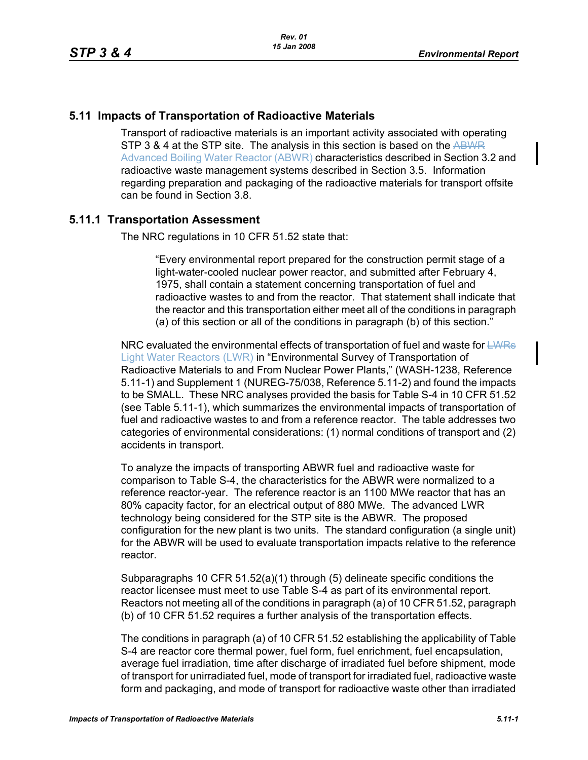## 5.11 Impacts of Transportation of Radioactive Materials

Transport of radioactive materials is an important activity associated with operating STP 3 & 4 at the STP site. The analysis in this section is based on the ~~ABWR~~ Advanced Boiling Water Reactor (ABWR) characteristics described in Section 3.2 and radioactive waste management systems described in Section 3.5. Information regarding preparation and packaging of the radioactive materials for transport offsite can be found in Section 3.8.

### 5.11.1 Transportation Assessment

The NRC regulations in 10 CFR 51.52 state that:

> "Every environmental report prepared for the construction permit stage of a light-water-cooled nuclear power reactor, and submitted after February 4, 1975, shall contain a statement concerning transportation of fuel and radioactive wastes to and from the reactor. That statement shall indicate that the reactor and this transportation either meet all of the conditions in paragraph (a) of this section or all of the conditions in paragraph (b) of this section."

NRC evaluated the environmental effects of transportation of fuel and waste for ~~LWRs~~ Light Water Reactors (LWR) in "Environmental Survey of Transportation of Radioactive Materials to and From Nuclear Power Plants," (WASH-1238, Reference 5.11-1) and Supplement 1 (NUREG-75/038, Reference 5.11-2) and found the impacts to be SMALL. These NRC analyses provided the basis for Table S-4 in 10 CFR 51.52 (see Table 5.11-1), which summarizes the environmental impacts of transportation of fuel and radioactive wastes to and from a reference reactor. The table addresses two categories of environmental considerations: (1) normal conditions of transport and (2) accidents in transport.

To analyze the impacts of transporting ABWR fuel and radioactive waste for comparison to Table S-4, the characteristics for the ABWR were normalized to a reference reactor-year. The reference reactor is an 1100 MWe reactor that has an 80% capacity factor, for an electrical output of 880 MWe. The advanced LWR technology being considered for the STP site is the ABWR. The proposed configuration for the new plant is two units. The standard configuration (a single unit) for the ABWR will be used to evaluate transportation impacts relative to the reference reactor.

Subparagraphs 10 CFR 51.52(a)(1) through (5) delineate specific conditions the reactor licensee must meet to use Table S-4 as part of its environmental report. Reactors not meeting all of the conditions in paragraph (a) of 10 CFR 51.52, paragraph (b) of 10 CFR 51.52 requires a further analysis of the transportation effects.

The conditions in paragraph (a) of 10 CFR 51.52 establishing the applicability of Table S-4 are reactor core thermal power, fuel form, fuel enrichment, fuel encapsulation, average fuel irradiation, time after discharge of irradiated fuel before shipment, mode of transport for unirradiated fuel, mode of transport for irradiated fuel, radioactive waste form and packaging, and mode of transport for radioactive waste other than irradiated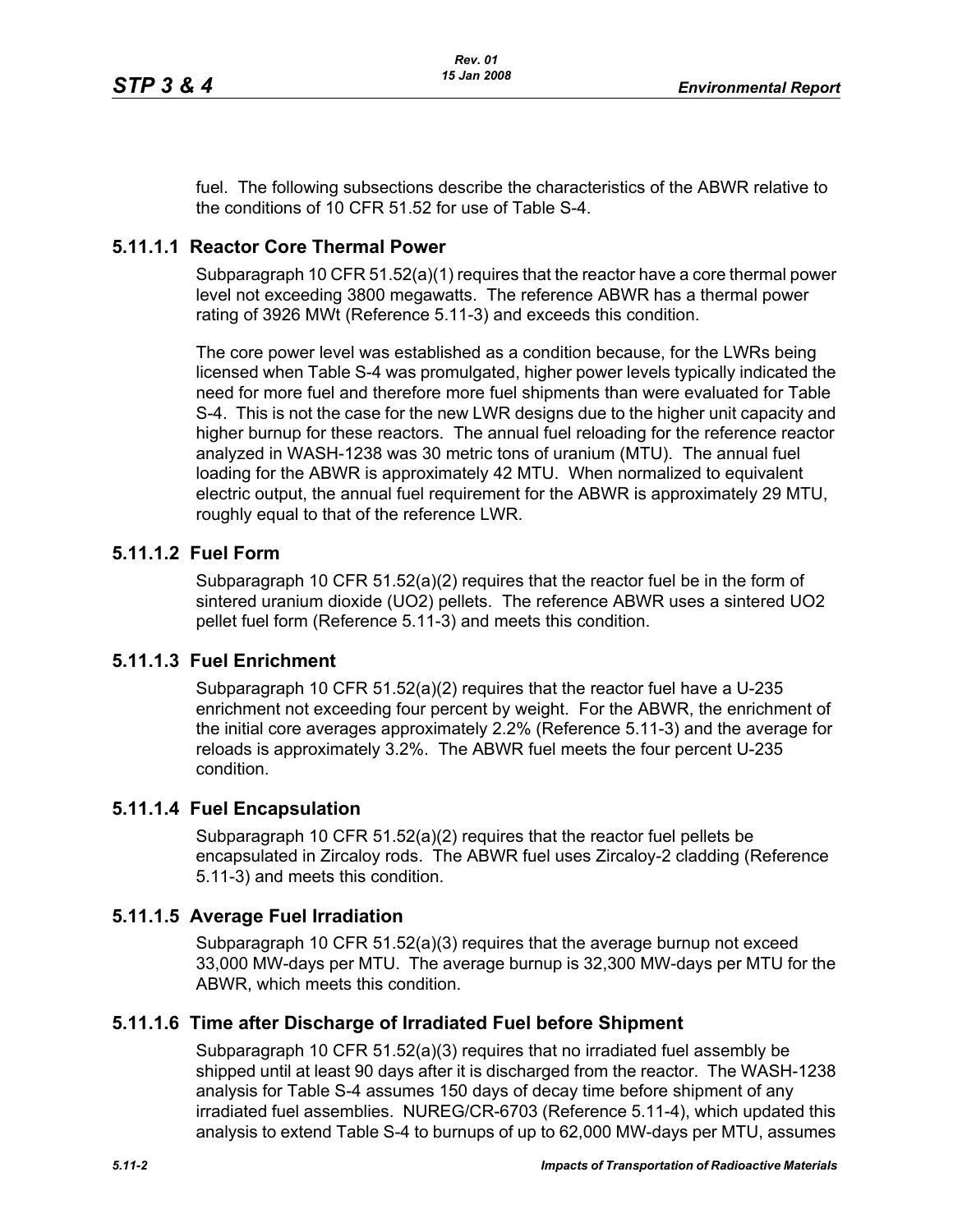fuel. The following subsections describe the characteristics of the ABWR relative to the conditions of 10 CFR 51.52 for use of Table S-4.

### 5.11.1.1 Reactor Core Thermal Power

Subparagraph 10 CFR 51.52(a)(1) requires that the reactor have a core thermal power level not exceeding 3800 megawatts. The reference ABWR has a thermal power rating of 3926 MWt (Reference 5.11-3) and exceeds this condition.

The core power level was established as a condition because, for the LWRs being licensed when Table S-4 was promulgated, higher power levels typically indicated the need for more fuel and therefore more fuel shipments than were evaluated for Table S-4. This is not the case for the new LWR designs due to the higher unit capacity and higher burnup for these reactors. The annual fuel reloading for the reference reactor analyzed in WASH-1238 was 30 metric tons of uranium (MTU). The annual fuel loading for the ABWR is approximately 42 MTU. When normalized to equivalent electric output, the annual fuel requirement for the ABWR is approximately 29 MTU, roughly equal to that of the reference LWR.

### 5.11.1.2 Fuel Form

Subparagraph 10 CFR 51.52(a)(2) requires that the reactor fuel be in the form of sintered uranium dioxide ($UO_2$) pellets. The reference ABWR uses a sintered $UO_2$ pellet fuel form (Reference 5.11-3) and meets this condition.

### 5.11.1.3 Fuel Enrichment

Subparagraph 10 CFR 51.52(a)(2) requires that the reactor fuel have a U-235 enrichment not exceeding four percent by weight. For the ABWR, the enrichment of the initial core averages approximately 2.2% (Reference 5.11-3) and the average for reloads is approximately 3.2%. The ABWR fuel meets the four percent U-235 condition.

### 5.11.1.4 Fuel Encapsulation

Subparagraph 10 CFR 51.52(a)(2) requires that the reactor fuel pellets be encapsulated in Zircaloy rods. The ABWR fuel uses Zircaloy-2 cladding (Reference 5.11-3) and meets this condition.

### 5.11.1.5 Average Fuel Irradiation

Subparagraph 10 CFR 51.52(a)(3) requires that the average burnup not exceed 33,000 MW-days per MTU. The average burnup is 32,300 MW-days per MTU for the ABWR, which meets this condition.

### 5.11.1.6 Time after Discharge of Irradiated Fuel before Shipment

Subparagraph 10 CFR 51.52(a)(3) requires that no irradiated fuel assembly be shipped until at least 90 days after it is discharged from the reactor. The WASH-1238 analysis for Table S-4 assumes 150 days of decay time before shipment of any irradiated fuel assemblies. NUREG/CR-6703 (Reference 5.11-4), which updated this analysis to extend Table S-4 to burnups of up to 62,000 MW-days per MTU, assumes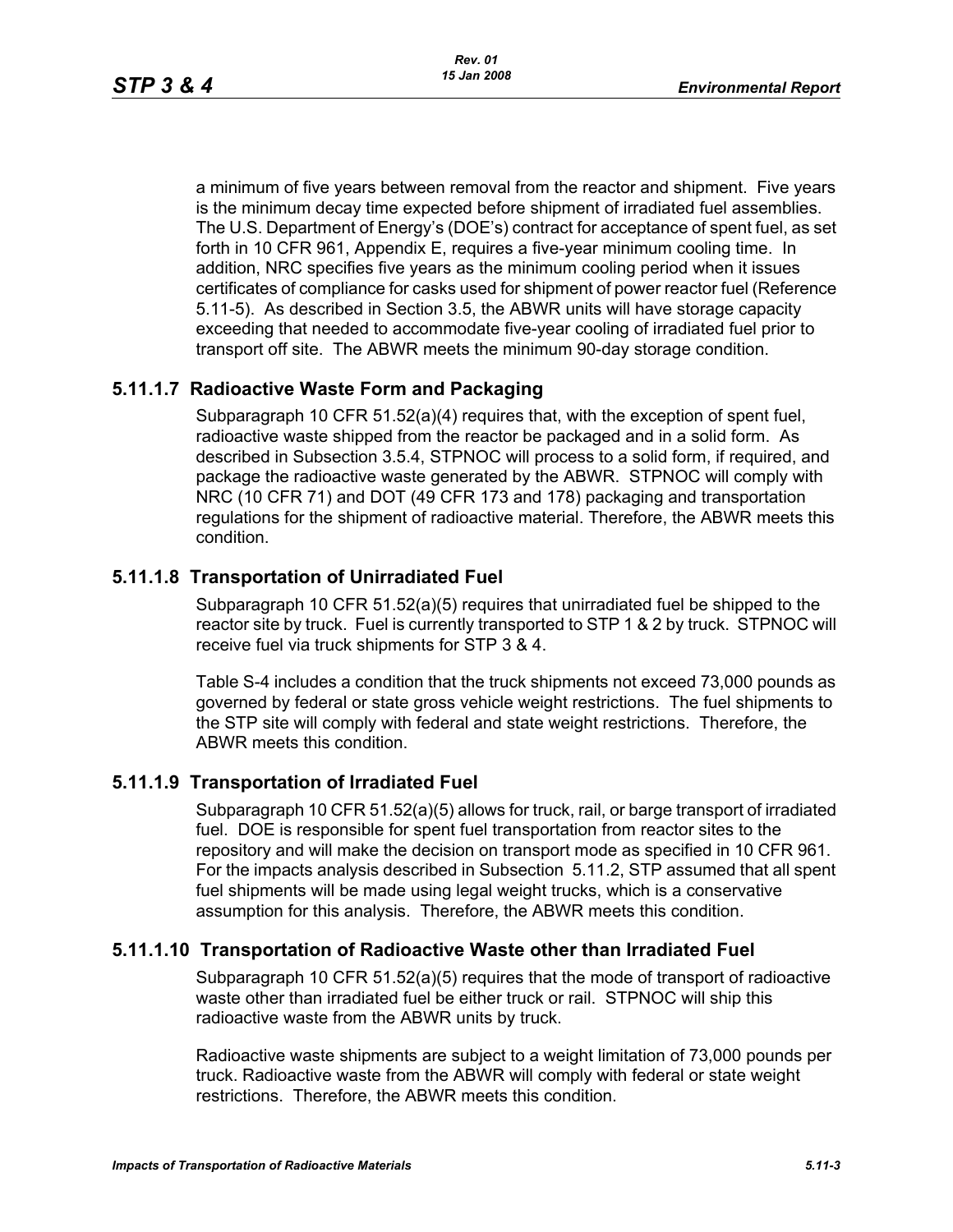a minimum of five years between removal from the reactor and shipment. Five years is the minimum decay time expected before shipment of irradiated fuel assemblies. The U.S. Department of Energy's (DOE's) contract for acceptance of spent fuel, as set forth in 10 CFR 961, Appendix E, requires a five-year minimum cooling time. In addition, NRC specifies five years as the minimum cooling period when it issues certificates of compliance for casks used for shipment of power reactor fuel (Reference 5.11-5). As described in Section 3.5, the ABWR units will have storage capacity exceeding that needed to accommodate five-year cooling of irradiated fuel prior to transport off site. The ABWR meets the minimum 90-day storage condition.

### 5.11.1.7 Radioactive Waste Form and Packaging

Subparagraph 10 CFR 51.52(a)(4) requires that, with the exception of spent fuel, radioactive waste shipped from the reactor be packaged and in a solid form. As described in Subsection 3.5.4, STPNOC will process to a solid form, if required, and package the radioactive waste generated by the ABWR. STPNOC will comply with NRC (10 CFR 71) and DOT (49 CFR 173 and 178) packaging and transportation regulations for the shipment of radioactive material. Therefore, the ABWR meets this condition.

### 5.11.1.8 Transportation of Unirradiated Fuel

Subparagraph 10 CFR 51.52(a)(5) requires that unirradiated fuel be shipped to the reactor site by truck. Fuel is currently transported to STP 1 & 2 by truck. STPNOC will receive fuel via truck shipments for STP 3 & 4.

Table S-4 includes a condition that the truck shipments not exceed 73,000 pounds as governed by federal or state gross vehicle weight restrictions. The fuel shipments to the STP site will comply with federal and state weight restrictions. Therefore, the ABWR meets this condition.

### 5.11.1.9 Transportation of Irradiated Fuel

Subparagraph 10 CFR 51.52(a)(5) allows for truck, rail, or barge transport of irradiated fuel. DOE is responsible for spent fuel transportation from reactor sites to the repository and will make the decision on transport mode as specified in 10 CFR 961. For the impacts analysis described in Subsection 5.11.2, STP assumed that all spent fuel shipments will be made using legal weight trucks, which is a conservative assumption for this analysis. Therefore, the ABWR meets this condition.

### 5.11.1.10 Transportation of Radioactive Waste other than Irradiated Fuel

Subparagraph 10 CFR 51.52(a)(5) requires that the mode of transport of radioactive waste other than irradiated fuel be either truck or rail. STPNOC will ship this radioactive waste from the ABWR units by truck.

Radioactive waste shipments are subject to a weight limitation of 73,000 pounds per truck. Radioactive waste from the ABWR will comply with federal or state weight restrictions. Therefore, the ABWR meets this condition.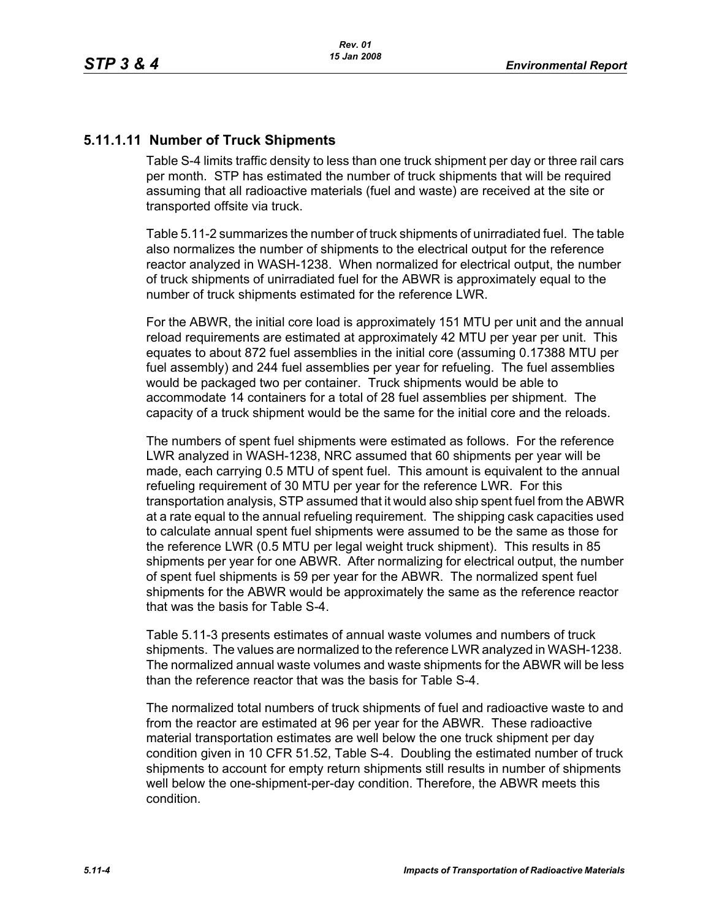### 5.11.1.11 Number of Truck Shipments

Table S-4 limits traffic density to less than one truck shipment per day or three rail cars per month. STP has estimated the number of truck shipments that will be required assuming that all radioactive materials (fuel and waste) are received at the site or transported offsite via truck.

Table 5.11-2 summarizes the number of truck shipments of unirradiated fuel. The table also normalizes the number of shipments to the electrical output for the reference reactor analyzed in WASH-1238. When normalized for electrical output, the number of truck shipments of unirradiated fuel for the ABWR is approximately equal to the number of truck shipments estimated for the reference LWR.

For the ABWR, the initial core load is approximately 151 MTU per unit and the annual reload requirements are estimated at approximately 42 MTU per year per unit. This equates to about 872 fuel assemblies in the initial core (assuming 0.17388 MTU per fuel assembly) and 244 fuel assemblies per year for refueling. The fuel assemblies would be packaged two per container. Truck shipments would be able to accommodate 14 containers for a total of 28 fuel assemblies per shipment. The capacity of a truck shipment would be the same for the initial core and the reloads.

The numbers of spent fuel shipments were estimated as follows. For the reference LWR analyzed in WASH-1238, NRC assumed that 60 shipments per year will be made, each carrying 0.5 MTU of spent fuel. This amount is equivalent to the annual refueling requirement of 30 MTU per year for the reference LWR. For this transportation analysis, STP assumed that it would also ship spent fuel from the ABWR at a rate equal to the annual refueling requirement. The shipping cask capacities used to calculate annual spent fuel shipments were assumed to be the same as those for the reference LWR (0.5 MTU per legal weight truck shipment). This results in 85 shipments per year for one ABWR. After normalizing for electrical output, the number of spent fuel shipments is 59 per year for the ABWR. The normalized spent fuel shipments for the ABWR would be approximately the same as the reference reactor that was the basis for Table S-4.

Table 5.11-3 presents estimates of annual waste volumes and numbers of truck shipments. The values are normalized to the reference LWR analyzed in WASH-1238. The normalized annual waste volumes and waste shipments for the ABWR will be less than the reference reactor that was the basis for Table S-4.

The normalized total numbers of truck shipments of fuel and radioactive waste to and from the reactor are estimated at 96 per year for the ABWR. These radioactive material transportation estimates are well below the one truck shipment per day condition given in 10 CFR 51.52, Table S-4. Doubling the estimated number of truck shipments to account for empty return shipments still results in number of shipments well below the one-shipment-per-day condition. Therefore, the ABWR meets this condition.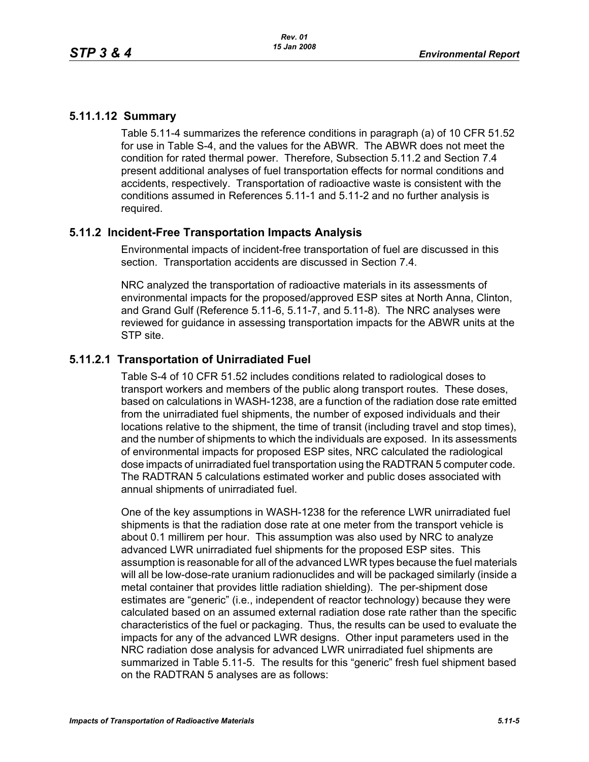### 5.11.1.12 Summary

Table 5.11-4 summarizes the reference conditions in paragraph (a) of 10 CFR 51.52 for use in Table S-4, and the values for the ABWR. The ABWR does not meet the condition for rated thermal power. Therefore, Subsection 5.11.2 and Section 7.4 present additional analyses of fuel transportation effects for normal conditions and accidents, respectively. Transportation of radioactive waste is consistent with the conditions assumed in References 5.11-1 and 5.11-2 and no further analysis is required.

## 5.11.2 Incident-Free Transportation Impacts Analysis

Environmental impacts of incident-free transportation of fuel are discussed in this section. Transportation accidents are discussed in Section 7.4.

NRC analyzed the transportation of radioactive materials in its assessments of environmental impacts for the proposed/approved ESP sites at North Anna, Clinton, and Grand Gulf (Reference 5.11-6, 5.11-7, and 5.11-8). The NRC analyses were reviewed for guidance in assessing transportation impacts for the ABWR units at the STP site.

### 5.11.2.1 Transportation of Unirradiated Fuel

Table S-4 of 10 CFR 51.52 includes conditions related to radiological doses to transport workers and members of the public along transport routes. These doses, based on calculations in WASH-1238, are a function of the radiation dose rate emitted from the unirradiated fuel shipments, the number of exposed individuals and their locations relative to the shipment, the time of transit (including travel and stop times), and the number of shipments to which the individuals are exposed. In its assessments of environmental impacts for proposed ESP sites, NRC calculated the radiological dose impacts of unirradiated fuel transportation using the RADTRAN 5 computer code. The RADTRAN 5 calculations estimated worker and public doses associated with annual shipments of unirradiated fuel.

One of the key assumptions in WASH-1238 for the reference LWR unirradiated fuel shipments is that the radiation dose rate at one meter from the transport vehicle is about 0.1 millirem per hour. This assumption was also used by NRC to analyze advanced LWR unirradiated fuel shipments for the proposed ESP sites. This assumption is reasonable for all of the advanced LWR types because the fuel materials will all be low-dose-rate uranium radionuclides and will be packaged similarly (inside a metal container that provides little radiation shielding). The per-shipment dose estimates are "generic" (i.e., independent of reactor technology) because they were calculated based on an assumed external radiation dose rate rather than the specific characteristics of the fuel or packaging. Thus, the results can be used to evaluate the impacts for any of the advanced LWR designs. Other input parameters used in the NRC radiation dose analysis for advanced LWR unirradiated fuel shipments are summarized in Table 5.11-5. The results for this "generic" fresh fuel shipment based on the RADTRAN 5 analyses are as follows: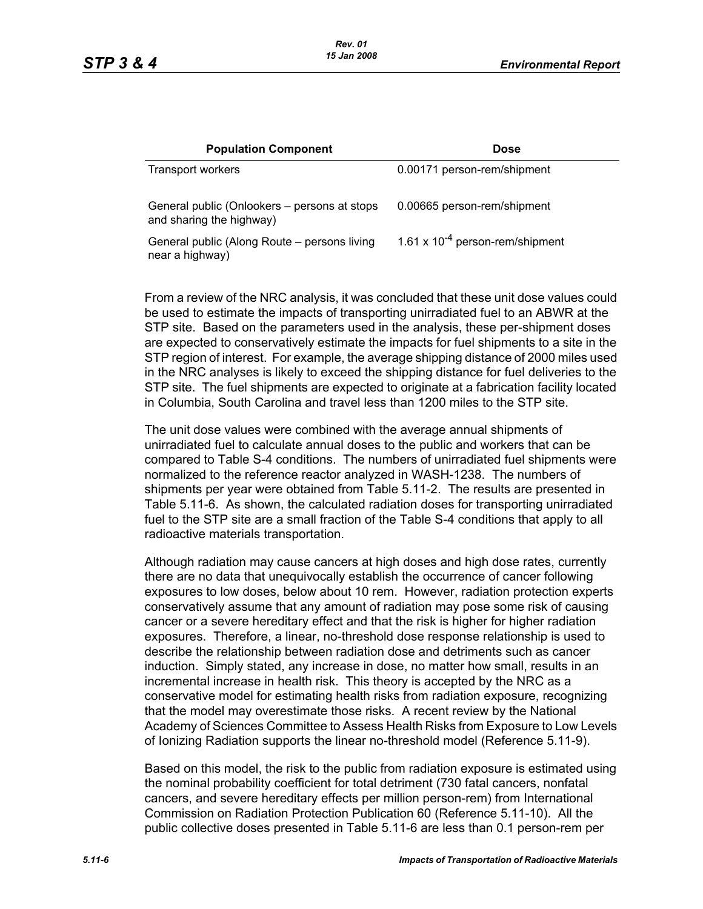| Population Component | Dose |
|---|---|
| Transport workers | 0.00171 person-rem/shipment |
| General public (Onlookers – persons at stops and sharing the highway) | 0.00665 person-rem/shipment |
| General public (Along Route – persons living near a highway) | $1.61 \times 10^{-4}$ person-rem/shipment |

From a review of the NRC analysis, it was concluded that these unit dose values could be used to estimate the impacts of transporting unirradiated fuel to an ABWR at the STP site. Based on the parameters used in the analysis, these per-shipment doses are expected to conservatively estimate the impacts for fuel shipments to a site in the STP region of interest. For example, the average shipping distance of 2000 miles used in the NRC analyses is likely to exceed the shipping distance for fuel deliveries to the STP site. The fuel shipments are expected to originate at a fabrication facility located in Columbia, South Carolina and travel less than 1200 miles to the STP site.

The unit dose values were combined with the average annual shipments of unirradiated fuel to calculate annual doses to the public and workers that can be compared to Table S-4 conditions. The numbers of unirradiated fuel shipments were normalized to the reference reactor analyzed in WASH-1238. The numbers of shipments per year were obtained from Table 5.11-2. The results are presented in Table 5.11-6. As shown, the calculated radiation doses for transporting unirradiated fuel to the STP site are a small fraction of the Table S-4 conditions that apply to all radioactive materials transportation.

Although radiation may cause cancers at high doses and high dose rates, currently there are no data that unequivocally establish the occurrence of cancer following exposures to low doses, below about 10 rem. However, radiation protection experts conservatively assume that any amount of radiation may pose some risk of causing cancer or a severe hereditary effect and that the risk is higher for higher radiation exposures. Therefore, a linear, no-threshold dose response relationship is used to describe the relationship between radiation dose and detriments such as cancer induction. Simply stated, any increase in dose, no matter how small, results in an incremental increase in health risk. This theory is accepted by the NRC as a conservative model for estimating health risks from radiation exposure, recognizing that the model may overestimate those risks. A recent review by the National Academy of Sciences Committee to Assess Health Risks from Exposure to Low Levels of Ionizing Radiation supports the linear no-threshold model (Reference 5.11-9).

Based on this model, the risk to the public from radiation exposure is estimated using the nominal probability coefficient for total detriment (730 fatal cancers, nonfatal cancers, and severe hereditary effects per million person-rem) from International Commission on Radiation Protection Publication 60 (Reference 5.11-10). All the public collective doses presented in Table 5.11-6 are less than 0.1 person-rem per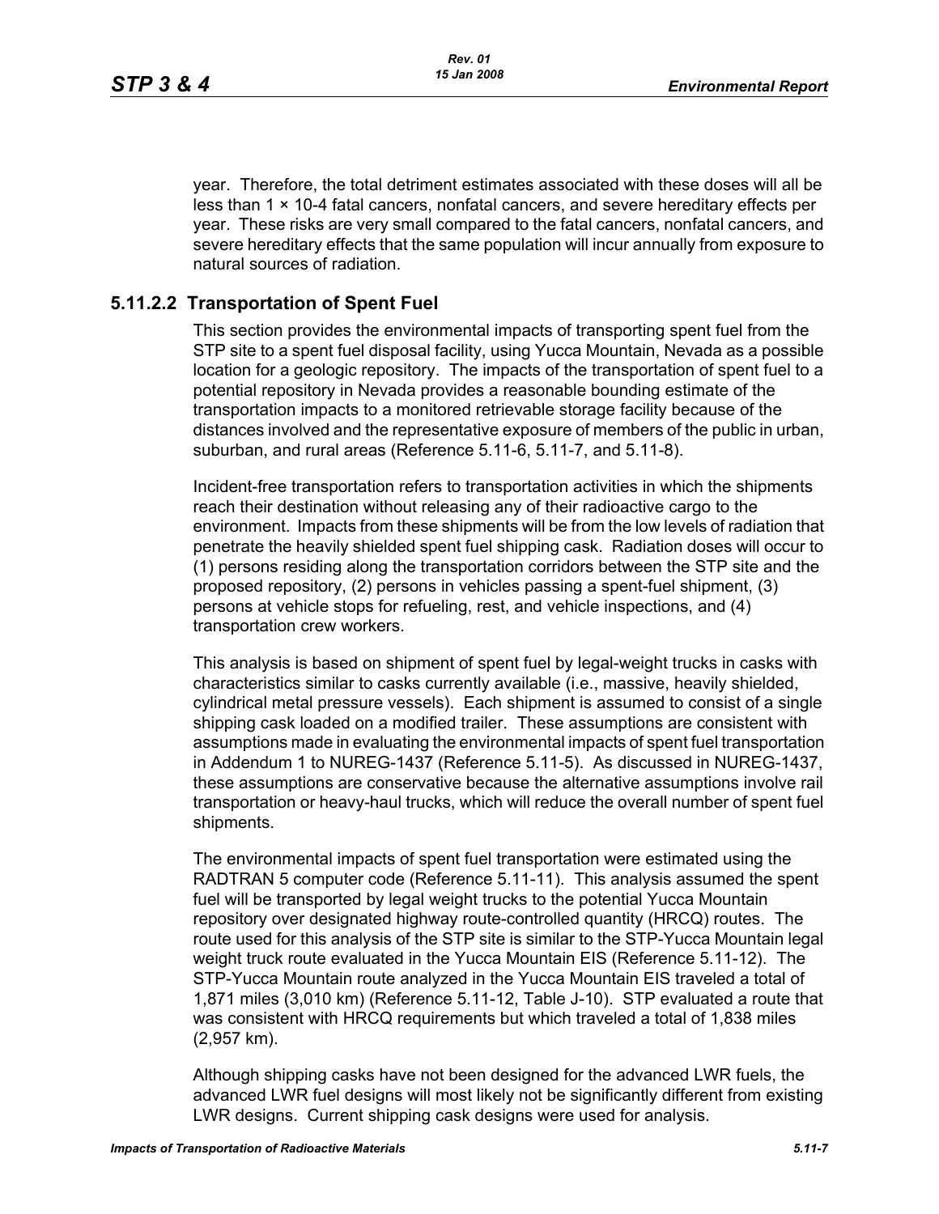year. Therefore, the total detriment estimates associated with these doses will all be less than $1 \times 10^{-4}$ fatal cancers, nonfatal cancers, and severe hereditary effects per year. These risks are very small compared to the fatal cancers, nonfatal cancers, and severe hereditary effects that the same population will incur annually from exposure to natural sources of radiation.

### 5.11.2.2 Transportation of Spent Fuel

This section provides the environmental impacts of transporting spent fuel from the STP site to a spent fuel disposal facility, using Yucca Mountain, Nevada as a possible location for a geologic repository. The impacts of the transportation of spent fuel to a potential repository in Nevada provides a reasonable bounding estimate of the transportation impacts to a monitored retrievable storage facility because of the distances involved and the representative exposure of members of the public in urban, suburban, and rural areas (Reference 5.11-6, 5.11-7, and 5.11-8).

Incident-free transportation refers to transportation activities in which the shipments reach their destination without releasing any of their radioactive cargo to the environment. Impacts from these shipments will be from the low levels of radiation that penetrate the heavily shielded spent fuel shipping cask. Radiation doses will occur to (1) persons residing along the transportation corridors between the STP site and the proposed repository, (2) persons in vehicles passing a spent-fuel shipment, (3) persons at vehicle stops for refueling, rest, and vehicle inspections, and (4) transportation crew workers.

This analysis is based on shipment of spent fuel by legal-weight trucks in casks with characteristics similar to casks currently available (i.e., massive, heavily shielded, cylindrical metal pressure vessels). Each shipment is assumed to consist of a single shipping cask loaded on a modified trailer. These assumptions are consistent with assumptions made in evaluating the environmental impacts of spent fuel transportation in Addendum 1 to NUREG-1437 (Reference 5.11-5). As discussed in NUREG-1437, these assumptions are conservative because the alternative assumptions involve rail transportation or heavy-haul trucks, which will reduce the overall number of spent fuel shipments.

The environmental impacts of spent fuel transportation were estimated using the RADTRAN 5 computer code (Reference 5.11-11). This analysis assumed the spent fuel will be transported by legal weight trucks to the potential Yucca Mountain repository over designated highway route-controlled quantity (HRCQ) routes. The route used for this analysis of the STP site is similar to the STP-Yucca Mountain legal weight truck route evaluated in the Yucca Mountain EIS (Reference 5.11-12). The STP-Yucca Mountain route analyzed in the Yucca Mountain EIS traveled a total of 1,871 miles (3,010 km) (Reference 5.11-12, Table J-10). STP evaluated a route that was consistent with HRCQ requirements but which traveled a total of 1,838 miles (2,957 km).

Although shipping casks have not been designed for the advanced LWR fuels, the advanced LWR fuel designs will most likely not be significantly different from existing LWR designs. Current shipping cask designs were used for analysis.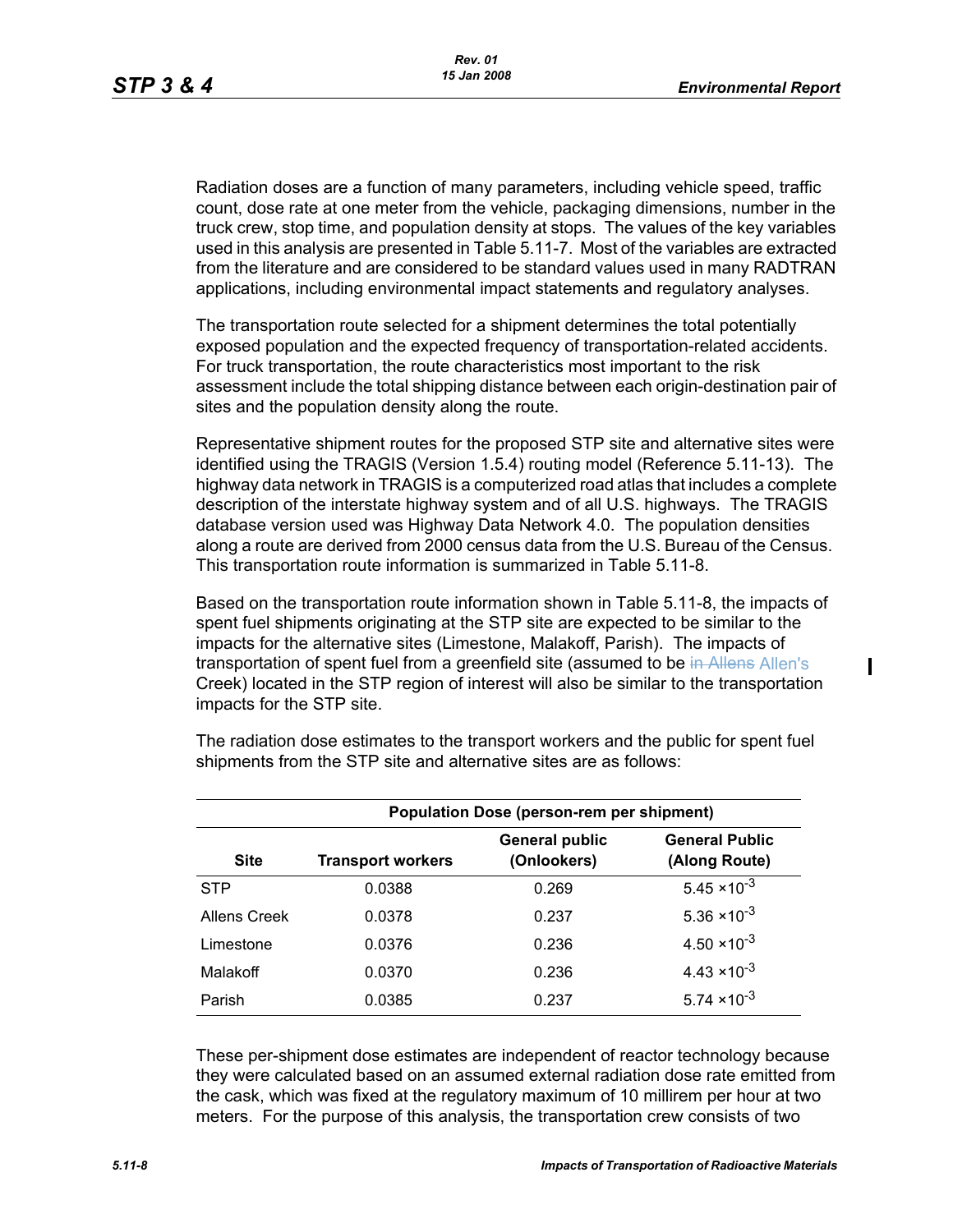Radiation doses are a function of many parameters, including vehicle speed, traffic count, dose rate at one meter from the vehicle, packaging dimensions, number in the truck crew, stop time, and population density at stops. The values of the key variables used in this analysis are presented in Table 5.11-7. Most of the variables are extracted from the literature and are considered to be standard values used in many RADTRAN applications, including environmental impact statements and regulatory analyses.

The transportation route selected for a shipment determines the total potentially exposed population and the expected frequency of transportation-related accidents. For truck transportation, the route characteristics most important to the risk assessment include the total shipping distance between each origin-destination pair of sites and the population density along the route.

Representative shipment routes for the proposed STP site and alternative sites were identified using the TRAGIS (Version 1.5.4) routing model (Reference 5.11-13). The highway data network in TRAGIS is a computerized road atlas that includes a complete description of the interstate highway system and of all U.S. highways. The TRAGIS database version used was Highway Data Network 4.0. The population densities along a route are derived from 2000 census data from the U.S. Bureau of the Census. This transportation route information is summarized in Table 5.11-8.

Based on the transportation route information shown in Table 5.11-8, the impacts of spent fuel shipments originating at the STP site are expected to be similar to the impacts for the alternative sites (Limestone, Malakoff, Parish). The impacts of transportation of spent fuel from a greenfield site (assumed to be ~~in Allens~~ Allen's Creek) located in the STP region of interest will also be similar to the transportation impacts for the STP site.

The radiation dose estimates to the transport workers and the public for spent fuel shipments from the STP site and alternative sites are as follows:

| | Population Dose (person-rem per shipment) | | |
|---|---|---|---|
| Site | Transport workers | General public (Onlookers) | General Public (Along Route) |
| STP | 0.0388 | 0.269 | $5.45 \times 10^{-3}$ |
| Allens Creek | 0.0378 | 0.237 | $5.36 \times 10^{-3}$ |
| Limestone | 0.0376 | 0.236 | $4.50 \times 10^{-3}$ |
| Malakoff | 0.0370 | 0.236 | $4.43 \times 10^{-3}$ |
| Parish | 0.0385 | 0.237 | $5.74 \times 10^{-3}$ |

These per-shipment dose estimates are independent of reactor technology because they were calculated based on an assumed external radiation dose rate emitted from the cask, which was fixed at the regulatory maximum of 10 millirem per hour at two meters. For the purpose of this analysis, the transportation crew consists of two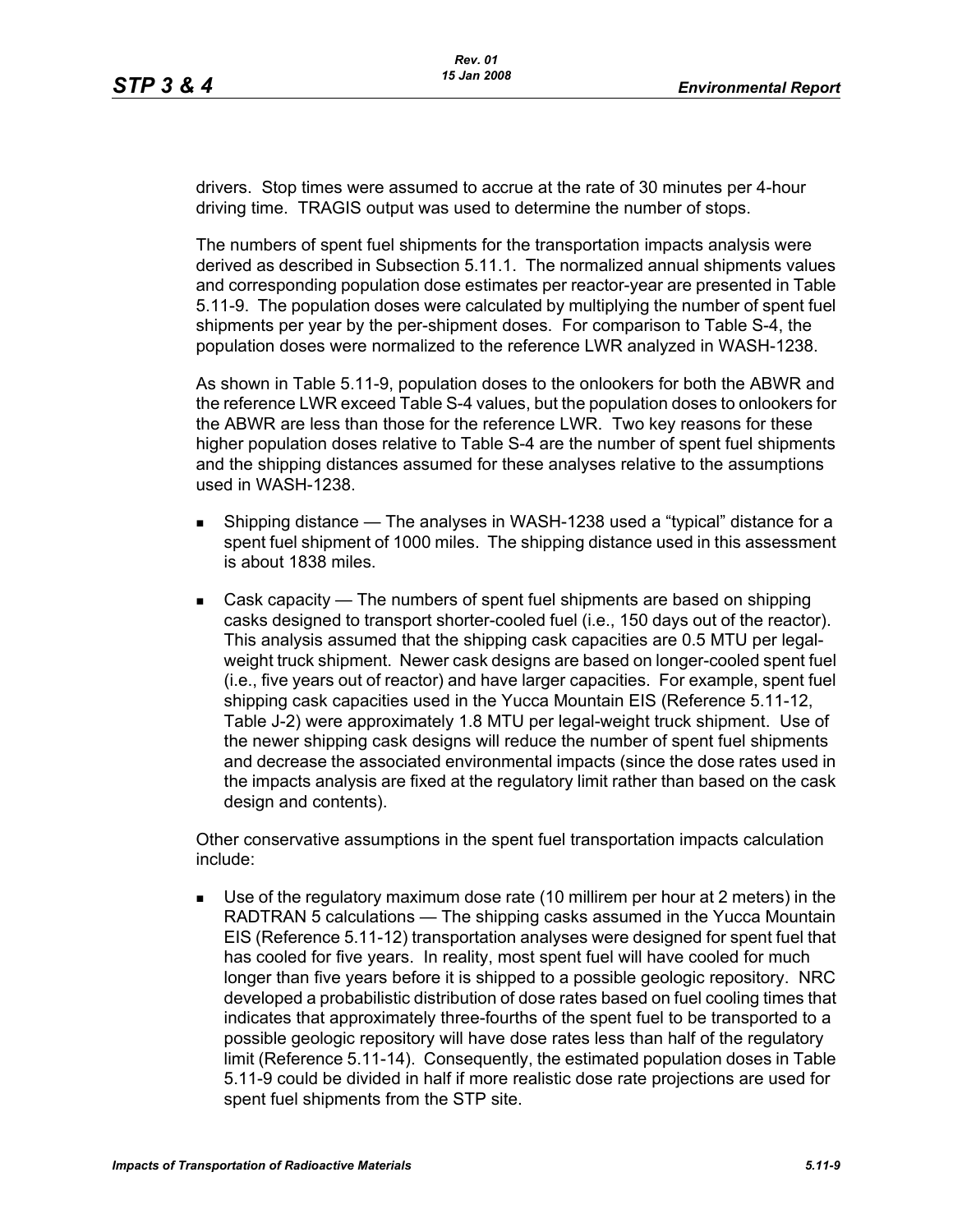drivers. Stop times were assumed to accrue at the rate of 30 minutes per 4-hour driving time. TRAGIS output was used to determine the number of stops.

The numbers of spent fuel shipments for the transportation impacts analysis were derived as described in Subsection 5.11.1. The normalized annual shipments values and corresponding population dose estimates per reactor-year are presented in Table 5.11-9. The population doses were calculated by multiplying the number of spent fuel shipments per year by the per-shipment doses. For comparison to Table S-4, the population doses were normalized to the reference LWR analyzed in WASH-1238.

As shown in Table 5.11-9, population doses to the onlookers for both the ABWR and the reference LWR exceed Table S-4 values, but the population doses to onlookers for the ABWR are less than those for the reference LWR. Two key reasons for these higher population doses relative to Table S-4 are the number of spent fuel shipments and the shipping distances assumed for these analyses relative to the assumptions used in WASH-1238.

- Shipping distance — The analyses in WASH-1238 used a "typical" distance for a spent fuel shipment of 1000 miles. The shipping distance used in this assessment is about 1838 miles.
- Cask capacity — The numbers of spent fuel shipments are based on shipping casks designed to transport shorter-cooled fuel (i.e., 150 days out of the reactor). This analysis assumed that the shipping cask capacities are 0.5 MTU per legal-weight truck shipment. Newer cask designs are based on longer-cooled spent fuel (i.e., five years out of reactor) and have larger capacities. For example, spent fuel shipping cask capacities used in the Yucca Mountain EIS (Reference 5.11-12, Table J-2) were approximately 1.8 MTU per legal-weight truck shipment. Use of the newer shipping cask designs will reduce the number of spent fuel shipments and decrease the associated environmental impacts (since the dose rates used in the impacts analysis are fixed at the regulatory limit rather than based on the cask design and contents).

Other conservative assumptions in the spent fuel transportation impacts calculation include:

- Use of the regulatory maximum dose rate (10 millirem per hour at 2 meters) in the RADTRAN 5 calculations — The shipping casks assumed in the Yucca Mountain EIS (Reference 5.11-12) transportation analyses were designed for spent fuel that has cooled for five years. In reality, most spent fuel will have cooled for much longer than five years before it is shipped to a possible geologic repository. NRC developed a probabilistic distribution of dose rates based on fuel cooling times that indicates that approximately three-fourths of the spent fuel to be transported to a possible geologic repository will have dose rates less than half of the regulatory limit (Reference 5.11-14). Consequently, the estimated population doses in Table 5.11-9 could be divided in half if more realistic dose rate projections are used for spent fuel shipments from the STP site.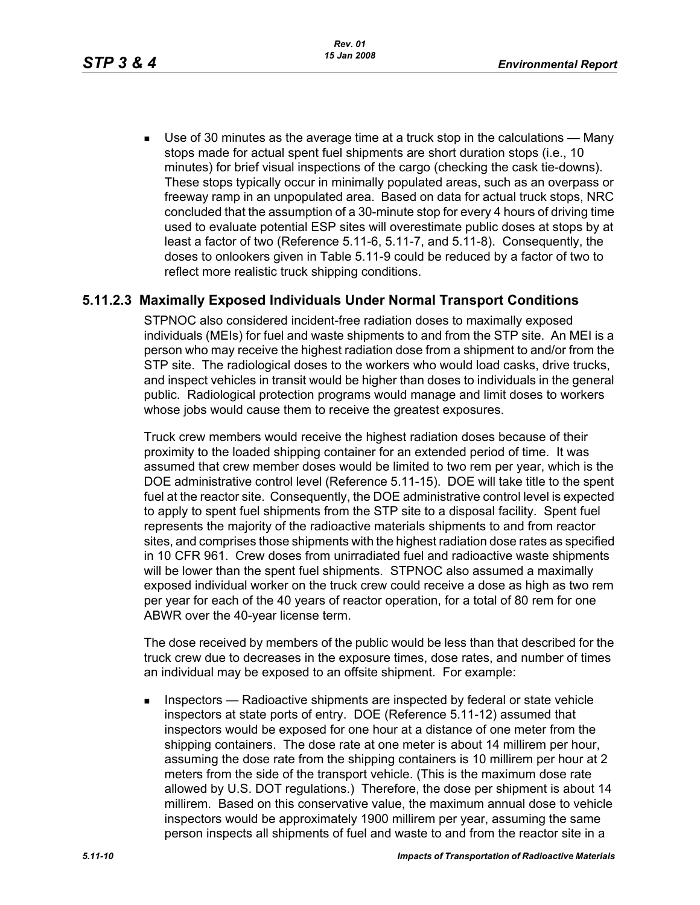- Use of 30 minutes as the average time at a truck stop in the calculations — Many stops made for actual spent fuel shipments are short duration stops (i.e., 10 minutes) for brief visual inspections of the cargo (checking the cask tie-downs). These stops typically occur in minimally populated areas, such as an overpass or freeway ramp in an unpopulated area. Based on data for actual truck stops, NRC concluded that the assumption of a 30-minute stop for every 4 hours of driving time used to evaluate potential ESP sites will overestimate public doses at stops by at least a factor of two (Reference 5.11-6, 5.11-7, and 5.11-8). Consequently, the doses to onlookers given in Table 5.11-9 could be reduced by a factor of two to reflect more realistic truck shipping conditions.

### 5.11.2.3 Maximally Exposed Individuals Under Normal Transport Conditions

STPNOC also considered incident-free radiation doses to maximally exposed individuals (MEIs) for fuel and waste shipments to and from the STP site. An MEI is a person who may receive the highest radiation dose from a shipment to and/or from the STP site. The radiological doses to the workers who would load casks, drive trucks, and inspect vehicles in transit would be higher than doses to individuals in the general public. Radiological protection programs would manage and limit doses to workers whose jobs would cause them to receive the greatest exposures.

Truck crew members would receive the highest radiation doses because of their proximity to the loaded shipping container for an extended period of time. It was assumed that crew member doses would be limited to two rem per year, which is the DOE administrative control level (Reference 5.11-15). DOE will take title to the spent fuel at the reactor site. Consequently, the DOE administrative control level is expected to apply to spent fuel shipments from the STP site to a disposal facility. Spent fuel represents the majority of the radioactive materials shipments to and from reactor sites, and comprises those shipments with the highest radiation dose rates as specified in 10 CFR 961. Crew doses from unirradiated fuel and radioactive waste shipments will be lower than the spent fuel shipments. STPNOC also assumed a maximally exposed individual worker on the truck crew could receive a dose as high as two rem per year for each of the 40 years of reactor operation, for a total of 80 rem for one ABWR over the 40-year license term.

The dose received by members of the public would be less than that described for the truck crew due to decreases in the exposure times, dose rates, and number of times an individual may be exposed to an offsite shipment. For example:

- Inspectors — Radioactive shipments are inspected by federal or state vehicle inspectors at state ports of entry. DOE (Reference 5.11-12) assumed that inspectors would be exposed for one hour at a distance of one meter from the shipping containers. The dose rate at one meter is about 14 millirem per hour, assuming the dose rate from the shipping containers is 10 millirem per hour at 2 meters from the side of the transport vehicle. (This is the maximum dose rate allowed by U.S. DOT regulations.) Therefore, the dose per shipment is about 14 millirem. Based on this conservative value, the maximum annual dose to vehicle inspectors would be approximately 1900 millirem per year, assuming the same person inspects all shipments of fuel and waste to and from the reactor site in a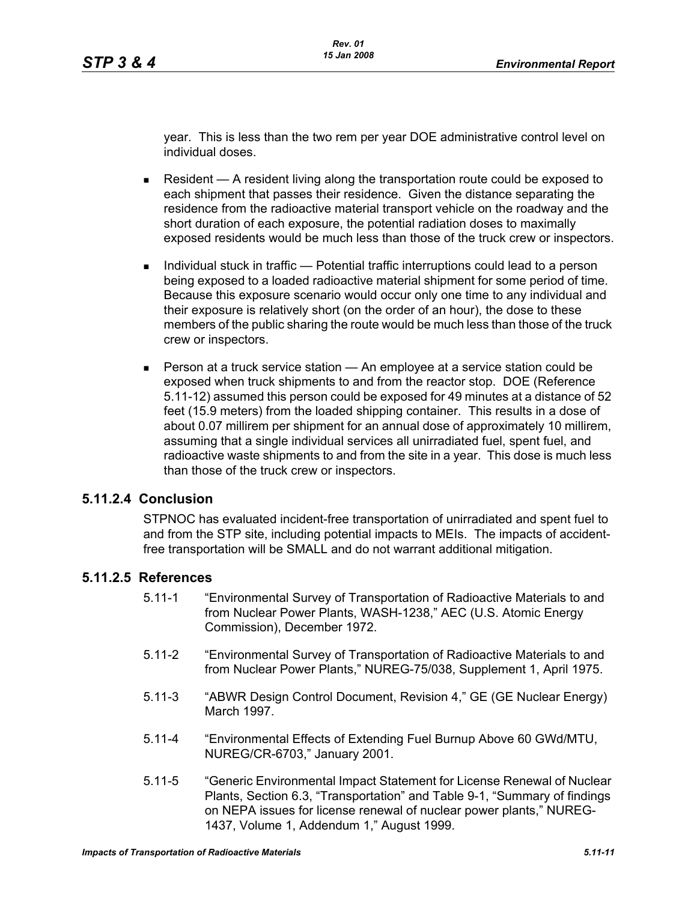year. This is less than the two rem per year DOE administrative control level on individual doses.

- Resident — A resident living along the transportation route could be exposed to each shipment that passes their residence. Given the distance separating the residence from the radioactive material transport vehicle on the roadway and the short duration of each exposure, the potential radiation doses to maximally exposed residents would be much less than those of the truck crew or inspectors.
- Individual stuck in traffic — Potential traffic interruptions could lead to a person being exposed to a loaded radioactive material shipment for some period of time. Because this exposure scenario would occur only one time to any individual and their exposure is relatively short (on the order of an hour), the dose to these members of the public sharing the route would be much less than those of the truck crew or inspectors.
- Person at a truck service station — An employee at a service station could be exposed when truck shipments to and from the reactor stop. DOE (Reference 5.11-12) assumed this person could be exposed for 49 minutes at a distance of 52 feet (15.9 meters) from the loaded shipping container. This results in a dose of about 0.07 millirem per shipment for an annual dose of approximately 10 millirem, assuming that a single individual services all unirradiated fuel, spent fuel, and radioactive waste shipments to and from the site in a year. This dose is much less than those of the truck crew or inspectors.

### 5.11.2.4 Conclusion

STPNOC has evaluated incident-free transportation of unirradiated and spent fuel to and from the STP site, including potential impacts to MEIs. The impacts of accident-free transportation will be SMALL and do not warrant additional mitigation.

### 5.11.2.5 References

5.11-1 "Environmental Survey of Transportation of Radioactive Materials to and from Nuclear Power Plants, WASH-1238," AEC (U.S. Atomic Energy Commission), December 1972.

5.11-2 "Environmental Survey of Transportation of Radioactive Materials to and from Nuclear Power Plants," NUREG-75/038, Supplement 1, April 1975.

5.11-3 "ABWR Design Control Document, Revision 4," GE (GE Nuclear Energy) March 1997.

5.11-4 "Environmental Effects of Extending Fuel Burnup Above 60 GWd/MTU, NUREG/CR-6703," January 2001.

5.11-5 "Generic Environmental Impact Statement for License Renewal of Nuclear Plants, Section 6.3, "Transportation" and Table 9-1, "Summary of findings on NEPA issues for license renewal of nuclear power plants," NUREG-1437, Volume 1, Addendum 1," August 1999.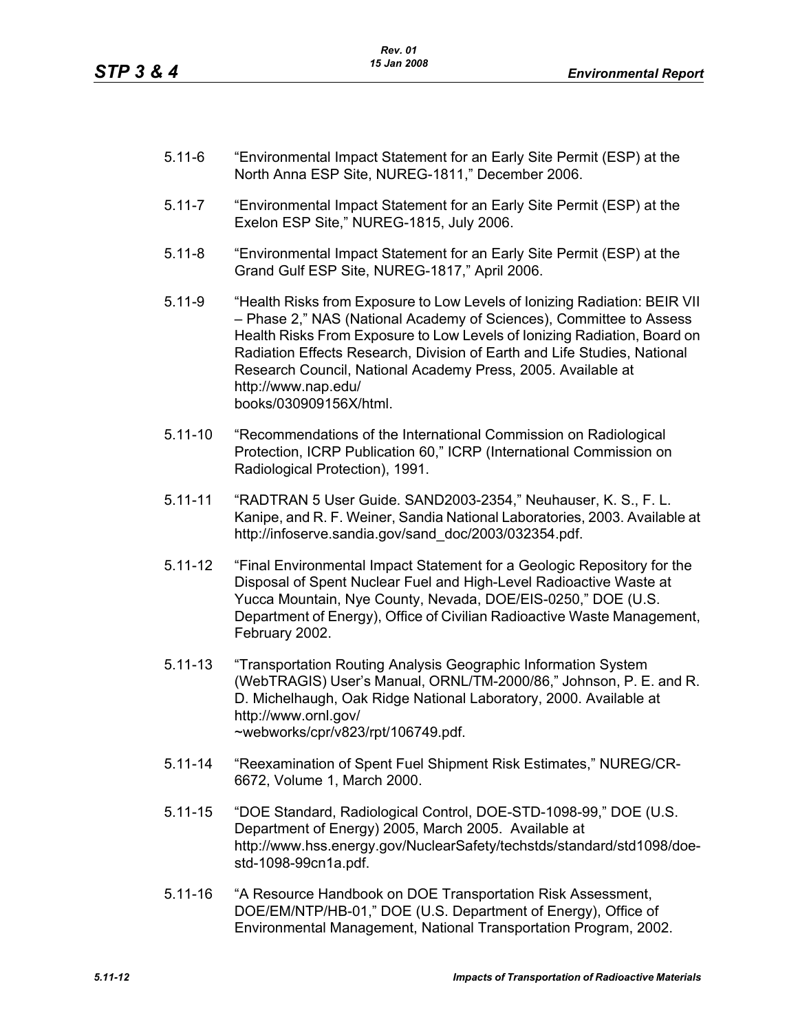5.11-6 "Environmental Impact Statement for an Early Site Permit (ESP) at the North Anna ESP Site, NUREG-1811," December 2006.

5.11-7 "Environmental Impact Statement for an Early Site Permit (ESP) at the Exelon ESP Site," NUREG-1815, July 2006.

5.11-8 "Environmental Impact Statement for an Early Site Permit (ESP) at the Grand Gulf ESP Site, NUREG-1817," April 2006.

5.11-9 "Health Risks from Exposure to Low Levels of Ionizing Radiation: BEIR VII – Phase 2," NAS (National Academy of Sciences), Committee to Assess Health Risks From Exposure to Low Levels of Ionizing Radiation, Board on Radiation Effects Research, Division of Earth and Life Studies, National Research Council, National Academy Press, 2005. Available at http://www.nap.edu/books/030909156X/html.

5.11-10 "Recommendations of the International Commission on Radiological Protection, ICRP Publication 60," ICRP (International Commission on Radiological Protection), 1991.

5.11-11 "RADTRAN 5 User Guide. SAND2003-2354," Neuhauser, K. S., F. L. Kanipe, and R. F. Weiner, Sandia National Laboratories, 2003. Available at http://infoserve.sandia.gov/sand_doc/2003/032354.pdf.

5.11-12 "Final Environmental Impact Statement for a Geologic Repository for the Disposal of Spent Nuclear Fuel and High-Level Radioactive Waste at Yucca Mountain, Nye County, Nevada, DOE/EIS-0250," DOE (U.S. Department of Energy), Office of Civilian Radioactive Waste Management, February 2002.

5.11-13 "Transportation Routing Analysis Geographic Information System (WebTRAGIS) User's Manual, ORNL/TM-2000/86," Johnson, P. E. and R. D. Michelhaugh, Oak Ridge National Laboratory, 2000. Available at http://www.ornl.gov/~webworks/cpr/v823/rpt/106749.pdf.

5.11-14 "Reexamination of Spent Fuel Shipment Risk Estimates," NUREG/CR-6672, Volume 1, March 2000.

5.11-15 "DOE Standard, Radiological Control, DOE-STD-1098-99," DOE (U.S. Department of Energy) 2005, March 2005. Available at http://www.hss.energy.gov/NuclearSafety/techstds/standard/std1098/doe-std-1098-99cn1a.pdf.

5.11-16 "A Resource Handbook on DOE Transportation Risk Assessment, DOE/EM/NTP/HB-01," DOE (U.S. Department of Energy), Office of Environmental Management, National Transportation Program, 2002.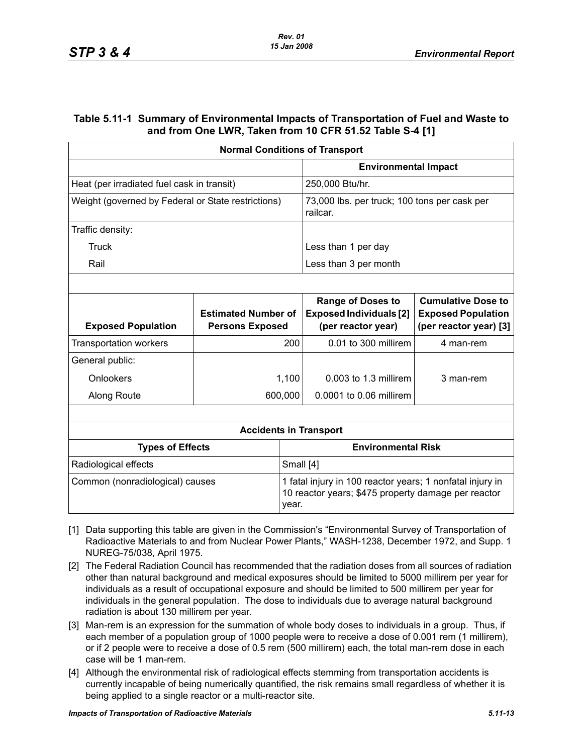## Table 5.11-1 Summary of Environmental Impacts of Transportation of Fuel and Waste to and from One LWR, Taken from 10 CFR 51.52 Table S-4 [1]

| Normal Conditions of Transport | | | |
|---|---|---|---|
| | | **Environmental Impact** | |
| Heat (per irradiated fuel cask in transit) | | 250,000 Btu/hr. | |
| Weight (governed by Federal or State restrictions) | | 73,000 lbs. per truck; 100 tons per cask per railcar. | |
| Traffic density: | | | |
| Truck | | Less than 1 per day | |
| Rail | | Less than 3 per month | |
| **Exposed Population** | **Estimated Number of Persons Exposed** | **Range of Doses to Exposed Individuals [2] (per reactor year)** | **Cumulative Dose to Exposed Population (per reactor year) [3]** |
| Transportation workers | 200 | 0.01 to 300 millirem | 4 man-rem |
| General public: | | | |
| Onlookers | 1,100 | 0.003 to 1.3 millirem | 3 man-rem |
| Along Route | 600,000 | 0.0001 to 0.06 millirem | |

| Accidents in Transport | |
|---|---|
| **Types of Effects** | **Environmental Risk** |
| Radiological effects | Small [4] |
| Common (nonradiological) causes | 1 fatal injury in 100 reactor years; 1 nonfatal injury in 10 reactor years; $475 property damage per reactor year. |

[1] Data supporting this table are given in the Commission's "Environmental Survey of Transportation of Radioactive Materials to and from Nuclear Power Plants," WASH-1238, December 1972, and Supp. 1 NUREG-75/038, April 1975.

[2] The Federal Radiation Council has recommended that the radiation doses from all sources of radiation other than natural background and medical exposures should be limited to 5000 millirem per year for individuals as a result of occupational exposure and should be limited to 500 millirem per year for individuals in the general population. The dose to individuals due to average natural background radiation is about 130 millirem per year.

[3] Man-rem is an expression for the summation of whole body doses to individuals in a group. Thus, if each member of a population group of 1000 people were to receive a dose of 0.001 rem (1 millirem), or if 2 people were to receive a dose of 0.5 rem (500 millirem) each, the total man-rem dose in each case will be 1 man-rem.

[4] Although the environmental risk of radiological effects stemming from transportation accidents is currently incapable of being numerically quantified, the risk remains small regardless of whether it is being applied to a single reactor or a multi-reactor site.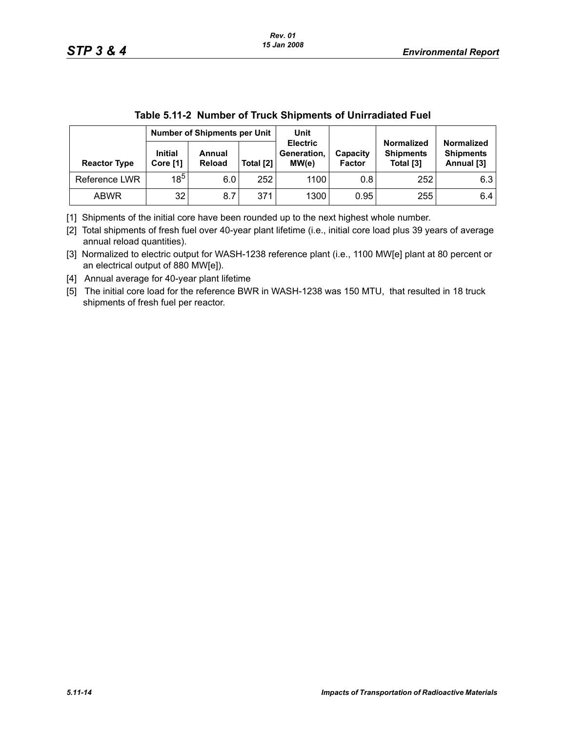**Table 5.11-2 Number of Truck Shipments of Unirradiated Fuel**

| | Number of Shipments per Unit | | | Unit Electric Generation, MW(e) | Capacity Factor | Normalized Shipments Total [3] | Normalized Shipments Annual [3] |
|---|---|---|---|---|---|---|---|
| **Reactor Type** | **Initial Core [1]** | **Annual Reload** | **Total [2]** | | | | |
| Reference LWR | 18[5] | 6.0 | 252 | 1100 | 0.8 | 252 | 6.3 |
| ABWR | 32 | 8.7 | 371 | 1300 | 0.95 | 255 | 6.4 |

[1] Shipments of the initial core have been rounded up to the next highest whole number.

[2] Total shipments of fresh fuel over 40-year plant lifetime (i.e., initial core load plus 39 years of average annual reload quantities).

[3] Normalized to electric output for WASH-1238 reference plant (i.e., 1100 MW[e] plant at 80 percent or an electrical output of 880 MW[e]).

[4] Annual average for 40-year plant lifetime

[5] The initial core load for the reference BWR in WASH-1238 was 150 MTU, that resulted in 18 truck shipments of fresh fuel per reactor.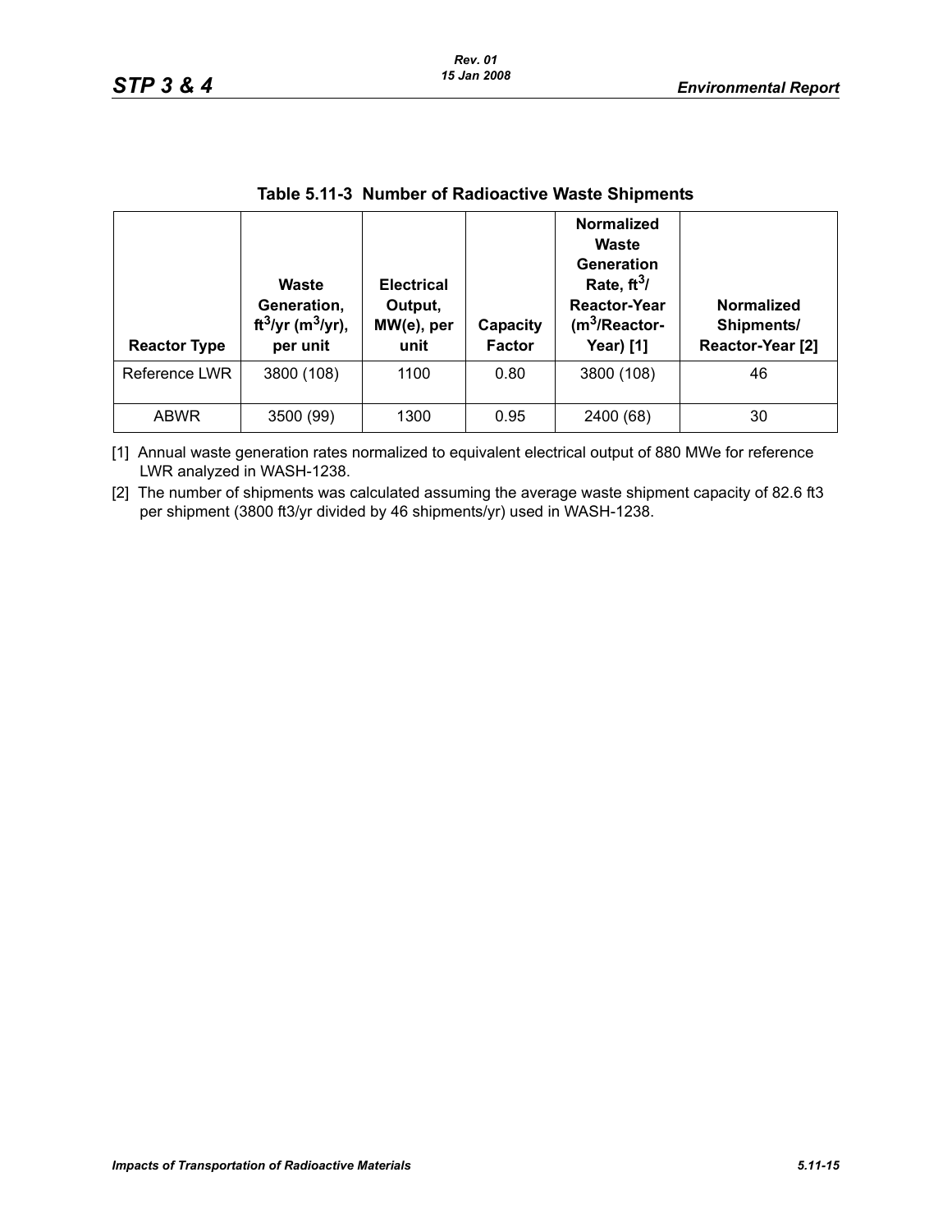**Table 5.11-3 Number of Radioactive Waste Shipments**

| Reactor Type | Waste Generation, $ft^3$/yr ($m^3$/yr), per unit | Electrical Output, MW(e), per unit | Capacity Factor | Normalized Waste Generation Rate, $ft^3$/ Reactor-Year ($m^3$/Reactor-Year) [1] | Normalized Shipments/ Reactor-Year [2] |
|---|---|---|---|---|---|
| Reference LWR | 3800 (108) | 1100 | 0.80 | 3800 (108) | 46 |
| ABWR | 3500 (99) | 1300 | 0.95 | 2400 (68) | 30 |

[1] Annual waste generation rates normalized to equivalent electrical output of 880 MWe for reference LWR analyzed in WASH-1238.

[2] The number of shipments was calculated assuming the average waste shipment capacity of 82.6 ft3 per shipment (3800 ft3/yr divided by 46 shipments/yr) used in WASH-1238.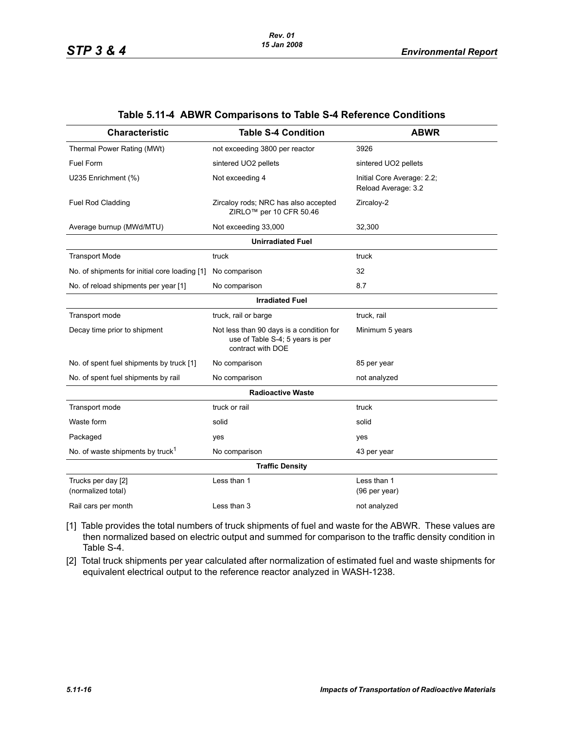## Table 5.11-4 ABWR Comparisons to Table S-4 Reference Conditions

| Characteristic | Table S-4 Condition | ABWR |
|---|---|---|
| Thermal Power Rating (MWt) | not exceeding 3800 per reactor | 3926 |
| Fuel Form | sintered UO2 pellets | sintered UO2 pellets |
| U235 Enrichment (%) | Not exceeding 4 | Initial Core Average: 2.2; Reload Average: 3.2 |
| Fuel Rod Cladding | Zircaloy rods; NRC has also accepted ZIRLO™ per 10 CFR 50.46 | Zircaloy-2 |
| Average burnup (MWd/MTU) | Not exceeding 33,000 | 32,300 |
| **Unirradiated Fuel** | | |
| Transport Mode | truck | truck |
| No. of shipments for initial core loading [1] | No comparison | 32 |
| No. of reload shipments per year [1] | No comparison | 8.7 |
| **Irradiated Fuel** | | |
| Transport mode | truck, rail or barge | truck, rail |
| Decay time prior to shipment | Not less than 90 days is a condition for use of Table S-4; 5 years is per contract with DOE | Minimum 5 years |
| No. of spent fuel shipments by truck [1] | No comparison | 85 per year |
| No. of spent fuel shipments by rail | No comparison | not analyzed |
| **Radioactive Waste** | | |
| Transport mode | truck or rail | truck |
| Waste form | solid | solid |
| Packaged | yes | yes |
| No. of waste shipments by truck[1] | No comparison | 43 per year |
| **Traffic Density** | | |
| Trucks per day [2] (normalized total) | Less than 1 | Less than 1 (96 per year) |
| Rail cars per month | Less than 3 | not analyzed |

[1] Table provides the total numbers of truck shipments of fuel and waste for the ABWR. These values are then normalized based on electric output and summed for comparison to the traffic density condition in Table S-4.

[2] Total truck shipments per year calculated after normalization of estimated fuel and waste shipments for equivalent electrical output to the reference reactor analyzed in WASH-1238.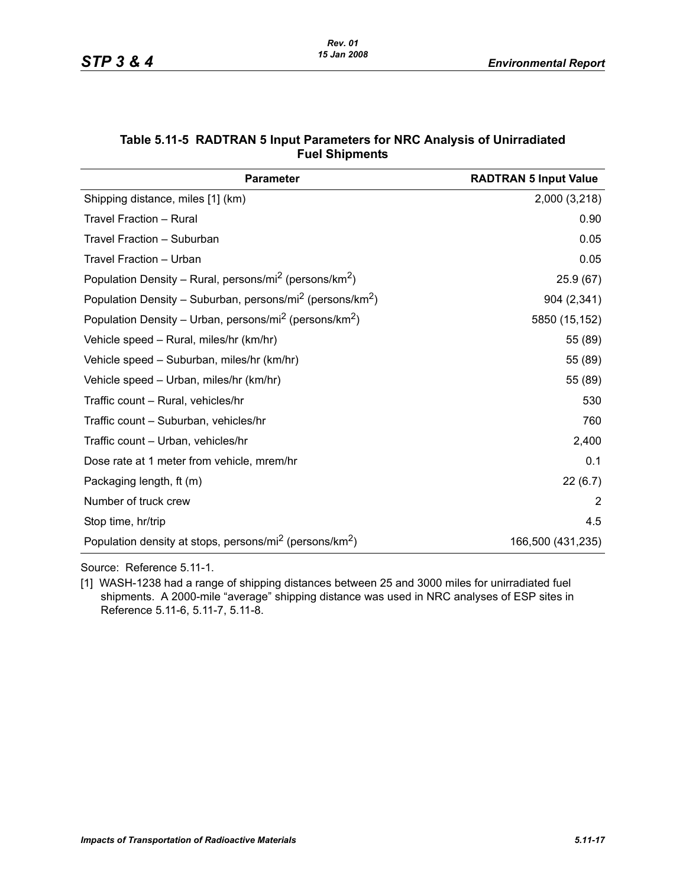**Table 5.11-5 RADTRAN 5 Input Parameters for NRC Analysis of Unirradiated Fuel Shipments**

| Parameter | RADTRAN 5 Input Value |
|---|---|
| Shipping distance, miles [1] (km) | 2,000 (3,218) |
| Travel Fraction – Rural | 0.90 |
| Travel Fraction – Suburban | 0.05 |
| Travel Fraction – Urban | 0.05 |
| Population Density – Rural, persons/mi$^2$ (persons/km$^2$) | 25.9 (67) |
| Population Density – Suburban, persons/mi$^2$ (persons/km$^2$) | 904 (2,341) |
| Population Density – Urban, persons/mi$^2$ (persons/km$^2$) | 5850 (15,152) |
| Vehicle speed – Rural, miles/hr (km/hr) | 55 (89) |
| Vehicle speed – Suburban, miles/hr (km/hr) | 55 (89) |
| Vehicle speed – Urban, miles/hr (km/hr) | 55 (89) |
| Traffic count – Rural, vehicles/hr | 530 |
| Traffic count – Suburban, vehicles/hr | 760 |
| Traffic count – Urban, vehicles/hr | 2,400 |
| Dose rate at 1 meter from vehicle, mrem/hr | 0.1 |
| Packaging length, ft (m) | 22 (6.7) |
| Number of truck crew | 2 |
| Stop time, hr/trip | 4.5 |
| Population density at stops, persons/mi$^2$ (persons/km$^2$) | 166,500 (431,235) |

Source: Reference 5.11-1.

[1] WASH-1238 had a range of shipping distances between 25 and 3000 miles for unirradiated fuel shipments. A 2000-mile "average" shipping distance was used in NRC analyses of ESP sites in Reference 5.11-6, 5.11-7, 5.11-8.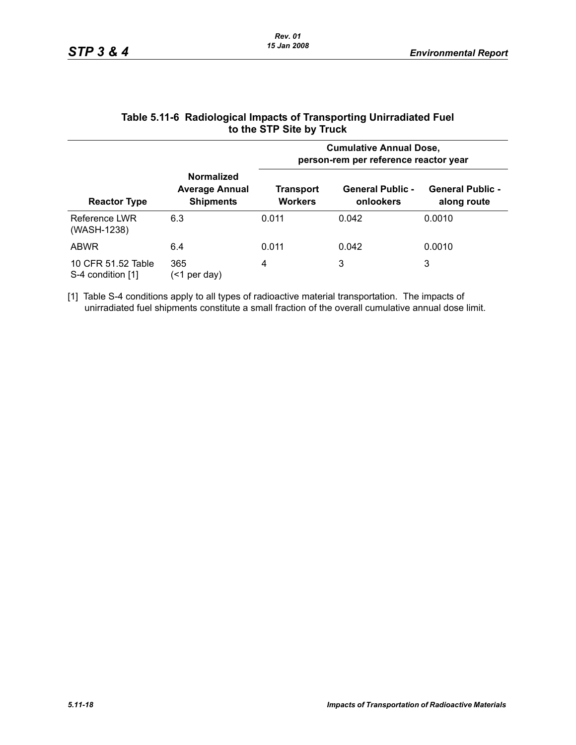## Table 5.11-6 Radiological Impacts of Transporting Unirradiated Fuel to the STP Site by Truck

| Reactor Type | Normalized Average Annual Shipments | Cumulative Annual Dose, person-rem per reference reactor year | | |
|---|---|---|---|---|
| | | Transport Workers | General Public - onlookers | General Public - along route |
| Reference LWR (WASH-1238) | 6.3 | 0.011 | 0.042 | 0.0010 |
| ABWR | 6.4 | 0.011 | 0.042 | 0.0010 |
| 10 CFR 51.52 Table S-4 condition [1] | 365 (<1 per day) | 4 | 3 | 3 |

[1] Table S-4 conditions apply to all types of radioactive material transportation. The impacts of unirradiated fuel shipments constitute a small fraction of the overall cumulative annual dose limit.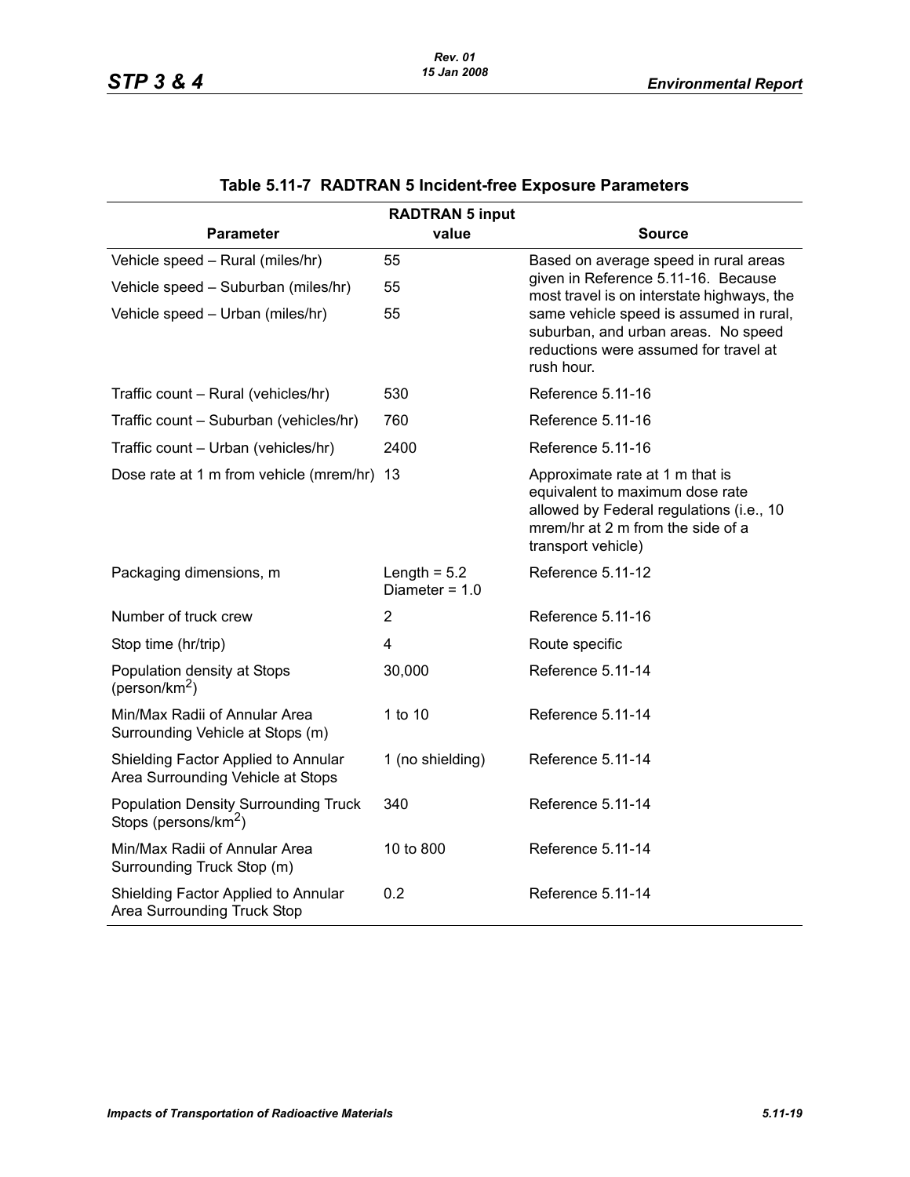**Table 5.11-7 RADTRAN 5 Incident-free Exposure Parameters**

| Parameter | RADTRAN 5 input value | Source |
|---|---|---|
| Vehicle speed – Rural (miles/hr) | 55 | Based on average speed in rural areas given in Reference 5.11-16. Because most travel is on interstate highways, the same vehicle speed is assumed in rural, suburban, and urban areas. No speed reductions were assumed for travel at rush hour. |
| Vehicle speed – Suburban (miles/hr) | 55 | |
| Vehicle speed – Urban (miles/hr) | 55 | |
| Traffic count – Rural (vehicles/hr) | 530 | Reference 5.11-16 |
| Traffic count – Suburban (vehicles/hr) | 760 | Reference 5.11-16 |
| Traffic count – Urban (vehicles/hr) | 2400 | Reference 5.11-16 |
| Dose rate at 1 m from vehicle (mrem/hr) | 13 | Approximate rate at 1 m that is equivalent to maximum dose rate allowed by Federal regulations (i.e., 10 mrem/hr at 2 m from the side of a transport vehicle) |
| Packaging dimensions, m | Length = 5.2<br>Diameter = 1.0 | Reference 5.11-12 |
| Number of truck crew | 2 | Reference 5.11-16 |
| Stop time (hr/trip) | 4 | Route specific |
| Population density at Stops (person/km$^2$) | 30,000 | Reference 5.11-14 |
| Min/Max Radii of Annular Area Surrounding Vehicle at Stops (m) | 1 to 10 | Reference 5.11-14 |
| Shielding Factor Applied to Annular Area Surrounding Vehicle at Stops | 1 (no shielding) | Reference 5.11-14 |
| Population Density Surrounding Truck Stops (persons/km$^2$) | 340 | Reference 5.11-14 |
| Min/Max Radii of Annular Area Surrounding Truck Stop (m) | 10 to 800 | Reference 5.11-14 |
| Shielding Factor Applied to Annular Area Surrounding Truck Stop | 0.2 | Reference 5.11-14 |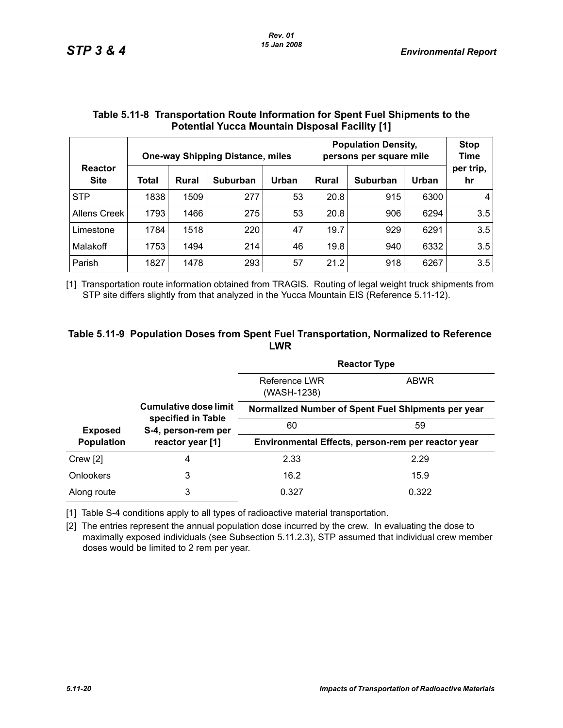**Table 5.11-8 Transportation Route Information for Spent Fuel Shipments to the Potential Yucca Mountain Disposal Facility [1]**

| Reactor Site | One-way Shipping Distance, miles | | | | Population Density, persons per square mile | | | Stop Time per trip, hr |
|---|---|---|---|---|---|---|---|---|
| | Total | Rural | Suburban | Urban | Rural | Suburban | Urban | |
| STP | 1838 | 1509 | 277 | 53 | 20.8 | 915 | 6300 | 4 |
| Allens Creek | 1793 | 1466 | 275 | 53 | 20.8 | 906 | 6294 | 3.5 |
| Limestone | 1784 | 1518 | 220 | 47 | 19.7 | 929 | 6291 | 3.5 |
| Malakoff | 1753 | 1494 | 214 | 46 | 19.8 | 940 | 6332 | 3.5 |
| Parish | 1827 | 1478 | 293 | 57 | 21.2 | 918 | 6267 | 3.5 |

[1] Transportation route information obtained from TRAGIS. Routing of legal weight truck shipments from STP site differs slightly from that analyzed in the Yucca Mountain EIS (Reference 5.11-12).

**Table 5.11-9 Population Doses from Spent Fuel Transportation, Normalized to Reference LWR**

| Exposed Population | Cumulative dose limit specified in Table S-4, person-rem per reactor year [1] | Reactor Type | |
|---|---|---|---|
| | | Reference LWR (WASH-1238) | ABWR |
| | | Normalized Number of Spent Fuel Shipments per year | |
| | | 60 | 59 |
| | | Environmental Effects, person-rem per reactor year | |
| Crew [2] | 4 | 2.33 | 2.29 |
| Onlookers | 3 | 16.2 | 15.9 |
| Along route | 3 | 0.327 | 0.322 |

[1] Table S-4 conditions apply to all types of radioactive material transportation.

[2] The entries represent the annual population dose incurred by the crew. In evaluating the dose to maximally exposed individuals (see Subsection 5.11.2.3), STP assumed that individual crew member doses would be limited to 2 rem per year.